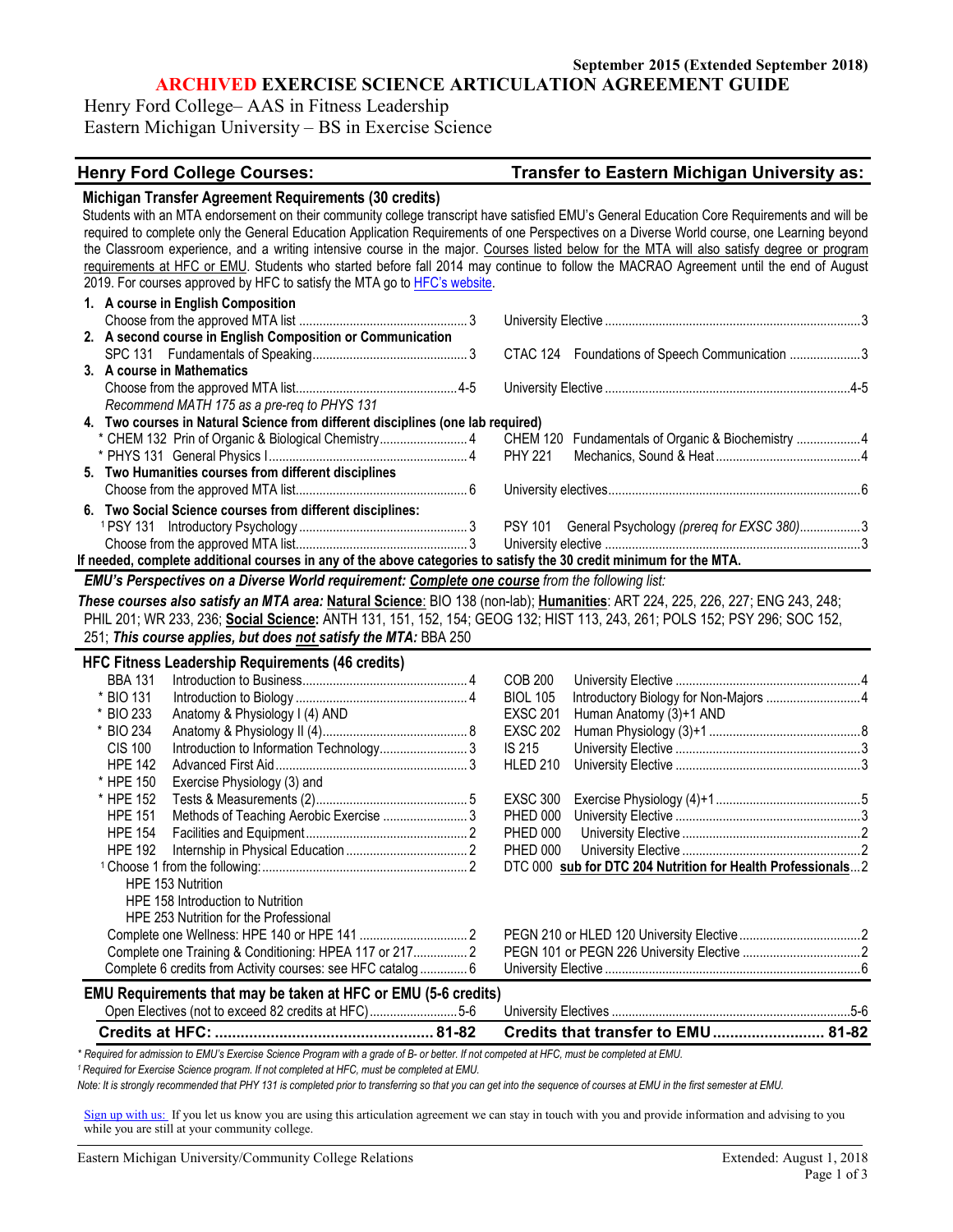September 2015 (Extended September 2018)

# ARCHIVED EXERCISE SCIENCE ARTICULATION AGREEMENT GUIDE

Henry Ford College– AAS in Fitness Leadership
Eastern Michigan University – BS in Exercise Science

| Henry Ford College Courses: | Transfer to Eastern Michigan University as: |
|---|---|

## Michigan Transfer Agreement Requirements (30 credits)

Students with an MTA endorsement on their community college transcript have satisfied EMU's General Education Core Requirements and will be required to complete only the General Education Application Requirements of one Perspectives on a Diverse World course, one Learning beyond the Classroom experience, and a writing intensive course in the major. Courses listed below for the MTA will also satisfy degree or program requirements at HFC or EMU. Students who started before fall 2014 may continue to follow the MACRAO Agreement until the end of August 2019. For courses approved by HFC to satisfy the MTA go to HFC's website.

| Henry Ford College Courses | Credits | Transfer to Eastern Michigan University as | Credits |
|---|---|---|---|
| **1. A course in English Composition** | | | |
| Choose from the approved MTA list | 3 | University Elective | 3 |
| **2. A second course in English Composition or Communication** | | | |
| SPC 131 Fundamentals of Speaking | 3 | CTAC 124 Foundations of Speech Communication | 3 |
| **3. A course in Mathematics** | | | |
| Choose from the approved MTA list | 4-5 | University Elective | 4-5 |
| *Recommend MATH 175 as a pre-req to PHYS 131* | | | |
| **4. Two courses in Natural Science from different disciplines (one lab required)** | | | |
| * CHEM 132 Prin of Organic & Biological Chemistry | 4 | CHEM 120 Fundamentals of Organic & Biochemistry | 4 |
| * PHYS 131 General Physics I | 4 | PHY 221 Mechanics, Sound & Heat | 4 |
| **5. Two Humanities courses from different disciplines** | | | |
| Choose from the approved MTA list | 6 | University electives | 6 |
| **6. Two Social Science courses from different disciplines:** | | | |
| [1] PSY 131 Introductory Psychology | 3 | PSY 101 General Psychology *(prereq for EXSC 380)* | 3 |
| Choose from the approved MTA list | 3 | University elective | 3 |

**If needed, complete additional courses in any of the above categories to satisfy the 30 credit minimum for the MTA.**

***EMU's Perspectives on a Diverse World requirement: Complete one course** from the following list:*

***These courses also satisfy an MTA area:* Natural Science**: BIO 138 (non-lab); **Humanities**: ART 224, 225, 226, 227; ENG 243, 248; PHIL 201; WR 233, 236; **Social Science:** ANTH 131, 151, 152, 154; GEOG 132; HIST 113, 243, 261; POLS 152; PSY 296; SOC 152, 251; ***This course applies, but does not satisfy the MTA:*** BBA 250

## HFC Fitness Leadership Requirements (46 credits)

| Henry Ford College Courses | Credits | Transfer to Eastern Michigan University as | Credits |
|---|---|---|---|
| BBA 131 Introduction to Business | 4 | COB 200 University Elective | 4 |
| * BIO 131 Introduction to Biology | 4 | BIOL 105 Introductory Biology for Non-Majors | 4 |
| * BIO 233 Anatomy & Physiology I (4) AND | | EXSC 201 Human Anatomy (3)+1 AND | |
| * BIO 234 Anatomy & Physiology II (4) | 8 | EXSC 202 Human Physiology (3)+1 | 8 |
| CIS 100 Introduction to Information Technology | 3 | IS 215 University Elective | 3 |
| HPE 142 Advanced First Aid | 3 | HLED 210 University Elective | 3 |
| * HPE 150 Exercise Physiology (3) and | | | |
| * HPE 152 Tests & Measurements (2) | 5 | EXSC 300 Exercise Physiology (4)+1 | 5 |
| HPE 151 Methods of Teaching Aerobic Exercise | 3 | PHED 000 University Elective | 3 |
| HPE 154 Facilities and Equipment | 2 | PHED 000 University Elective | 2 |
| HPE 192 Internship in Physical Education | 2 | PHED 000 University Elective | 2 |
| [1] Choose 1 from the following: | 2 | DTC 000 **sub for DTC 204 Nutrition for Health Professionals** | 2 |
| HPE 153 Nutrition | | | |
| HPE 158 Introduction to Nutrition | | | |
| HPE 253 Nutrition for the Professional | | | |
| Complete one Wellness: HPE 140 or HPE 141 | 2 | PEGN 210 or HLED 120 University Elective | 2 |
| Complete one Training & Conditioning: HPEA 117 or 217 | 2 | PEGN 101 or PEGN 226 University Elective | 2 |
| Complete 6 credits from Activity courses: see HFC catalog | 6 | University Elective | 6 |

## EMU Requirements that may be taken at HFC or EMU (5-6 credits)

| Henry Ford College Courses | Credits | Transfer to Eastern Michigan University as | Credits |
|---|---|---|---|
| Open Electives (not to exceed 82 credits at HFC) | 5-6 | University Electives | 5-6 |
| **Credits at HFC:** | **81-82** | **Credits that transfer to EMU** | **81-82** |

*\* Required for admission to EMU's Exercise Science Program with a grade of B- or better. If not competed at HFC, must be completed at EMU.*

*[1] Required for Exercise Science program. If not completed at HFC, must be completed at EMU.*

*Note: It is strongly recommended that PHY 131 is completed prior to transferring so that you can get into the sequence of courses at EMU in the first semester at EMU.*

Sign up with us: If you let us know you are using this articulation agreement we can stay in touch with you and provide information and advising to you while you are still at your community college.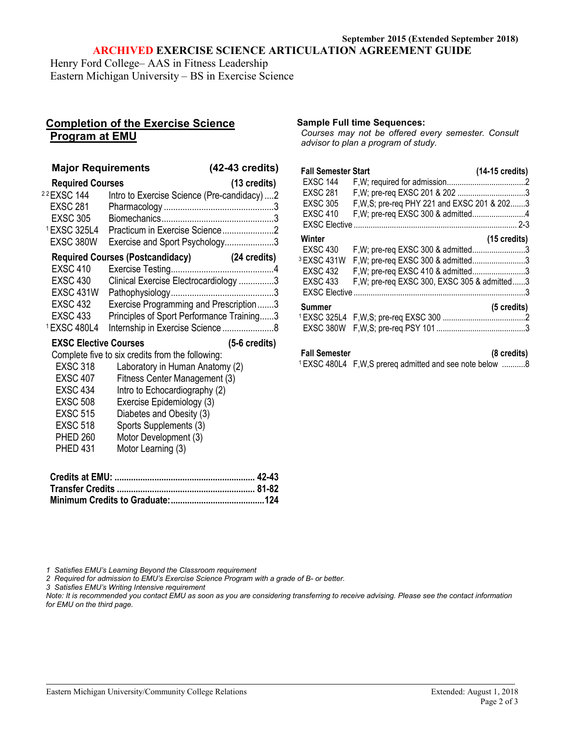September 2015 (Extended September 2018)

# ARCHIVED EXERCISE SCIENCE ARTICULATION AGREEMENT GUIDE

Henry Ford College– AAS in Fitness Leadership
Eastern Michigan University – BS in Exercise Science

## Completion of the Exercise Science Program at EMU

### Major Requirements (42-43 credits)

**Required Courses (13 credits)**

| Course | Title | Credits |
|---|---|---|
| [2]EXSC 144 | Intro to Exercise Science (Pre-candidacy) | 2 |
| EXSC 281 | Pharmacology | 3 |
| EXSC 305 | Biomechanics | 3 |
| [1]EXSC 325L4 | Practicum in Exercise Science | 2 |
| EXSC 380W | Exercise and Sport Psychology | 3 |

**Required Courses (Postcandidacy) (24 credits)**

| Course | Title | Credits |
|---|---|---|
| EXSC 410 | Exercise Testing | 4 |
| EXSC 430 | Clinical Exercise Electrocardiology | 3 |
| EXSC 431W | Pathophysiology | 3 |
| EXSC 432 | Exercise Programming and Prescription | 3 |
| EXSC 433 | Principles of Sport Performance Training | 3 |
| [1]EXSC 480L4 | Internship in Exercise Science | 8 |

**EXSC Elective Courses (5-6 credits)**

Complete five to six credits from the following:

- EXSC 318 Laboratory in Human Anatomy (2)
- EXSC 407 Fitness Center Management (3)
- EXSC 434 Intro to Echocardiography (2)
- EXSC 508 Exercise Epidemiology (3)
- EXSC 515 Diabetes and Obesity (3)
- EXSC 518 Sports Supplements (3)
- PHED 260 Motor Development (3)
- PHED 431 Motor Learning (3)

**Credits at EMU: 42-43**
**Transfer Credits 81-82**
**Minimum Credits to Graduate: 124**

## Sample Full time Sequences:

*Courses may not be offered every semester. Consult advisor to plan a program of study.*

**Fall Semester Start (14-15 credits)**

| Course | Notes | Credits |
|---|---|---|
| EXSC 144 | F,W; required for admission | 2 |
| EXSC 281 | F,W; pre-req EXSC 201 & 202 | 3 |
| EXSC 305 | F,W,S; pre-req PHY 221 and EXSC 201 & 202 | 3 |
| EXSC 410 | F,W; pre-req EXSC 300 & admitted | 4 |
| EXSC Elective | | 2-3 |

**Winter (15 credits)**

| Course | Notes | Credits |
|---|---|---|
| EXSC 430 | F,W; pre-req EXSC 300 & admitted | 3 |
| [3]EXSC 431W | F,W; pre-req EXSC 300 & admitted | 3 |
| EXSC 432 | F,W; pre-req EXSC 410 & admitted | 3 |
| EXSC 433 | F,W; pre-req EXSC 300, EXSC 305 & admitted | 3 |
| EXSC Elective | | 3 |

**Summer (5 credits)**

| Course | Notes | Credits |
|---|---|---|
| [1]EXSC 325L4 | F,W,S; pre-req EXSC 300 | 2 |
| EXSC 380W | F,W,S; pre-req PSY 101 | 3 |

**Fall Semester (8 credits)**

| Course | Notes | Credits |
|---|---|---|
| [1]EXSC 480L4 | F,W,S prereq admitted and see note below | 8 |

*1 Satisfies EMU's Learning Beyond the Classroom requirement*
*2 Required for admission to EMU's Exercise Science Program with a grade of B- or better.*
*3 Satisfies EMU's Writing Intensive requirement*
*Note: It is recommended you contact EMU as soon as you are considering transferring to receive advising. Please see the contact information for EMU on the third page.*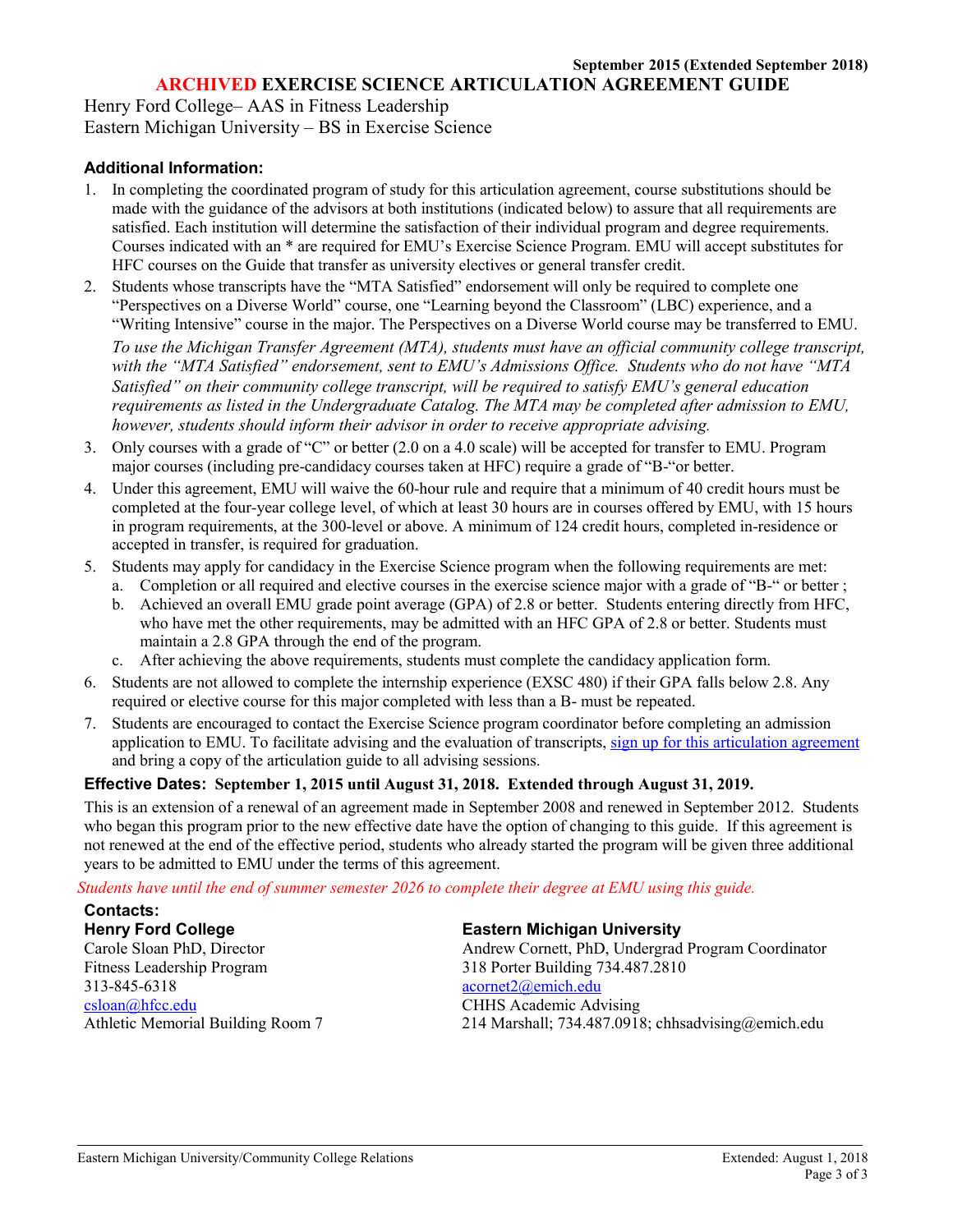September 2015 (Extended September 2018)

# ARCHIVED EXERCISE SCIENCE ARTICULATION AGREEMENT GUIDE

Henry Ford College– AAS in Fitness Leadership
Eastern Michigan University – BS in Exercise Science

### Additional Information:

1. In completing the coordinated program of study for this articulation agreement, course substitutions should be made with the guidance of the advisors at both institutions (indicated below) to assure that all requirements are satisfied. Each institution will determine the satisfaction of their individual program and degree requirements. Courses indicated with an * are required for EMU's Exercise Science Program. EMU will accept substitutes for HFC courses on the Guide that transfer as university electives or general transfer credit.
2. Students whose transcripts have the "MTA Satisfied" endorsement will only be required to complete one "Perspectives on a Diverse World" course, one "Learning beyond the Classroom" (LBC) experience, and a "Writing Intensive" course in the major. The Perspectives on a Diverse World course may be transferred to EMU.

   *To use the Michigan Transfer Agreement (MTA), students must have an official community college transcript, with the "MTA Satisfied" endorsement, sent to EMU's Admissions Office. Students who do not have "MTA Satisfied" on their community college transcript, will be required to satisfy EMU's general education requirements as listed in the Undergraduate Catalog. The MTA may be completed after admission to EMU, however, students should inform their advisor in order to receive appropriate advising.*
3. Only courses with a grade of "C" or better (2.0 on a 4.0 scale) will be accepted for transfer to EMU. Program major courses (including pre-candidacy courses taken at HFC) require a grade of "B-"or better.
4. Under this agreement, EMU will waive the 60-hour rule and require that a minimum of 40 credit hours must be completed at the four-year college level, of which at least 30 hours are in courses offered by EMU, with 15 hours in program requirements, at the 300-level or above. A minimum of 124 credit hours, completed in-residence or accepted in transfer, is required for graduation.
5. Students may apply for candidacy in the Exercise Science program when the following requirements are met:
   a. Completion or all required and elective courses in the exercise science major with a grade of "B-" or better ;
   b. Achieved an overall EMU grade point average (GPA) of 2.8 or better. Students entering directly from HFC, who have met the other requirements, may be admitted with an HFC GPA of 2.8 or better. Students must maintain a 2.8 GPA through the end of the program.
   c. After achieving the above requirements, students must complete the candidacy application form.
6. Students are not allowed to complete the internship experience (EXSC 480) if their GPA falls below 2.8. Any required or elective course for this major completed with less than a B- must be repeated.
7. Students are encouraged to contact the Exercise Science program coordinator before completing an admission application to EMU. To facilitate advising and the evaluation of transcripts, sign up for this articulation agreement and bring a copy of the articulation guide to all advising sessions.

### Effective Dates: September 1, 2015 until August 31, 2018. Extended through August 31, 2019.

This is an extension of a renewal of an agreement made in September 2008 and renewed in September 2012. Students who began this program prior to the new effective date have the option of changing to this guide. If this agreement is not renewed at the end of the effective period, students who already started the program will be given three additional years to be admitted to EMU under the terms of this agreement.

*Students have until the end of summer semester 2026 to complete their degree at EMU using this guide.*

### Contacts:

**Henry Ford College**
Carole Sloan PhD, Director
Fitness Leadership Program
313-845-6318
csloan@hfcc.edu
Athletic Memorial Building Room 7

**Eastern Michigan University**
Andrew Cornett, PhD, Undergrad Program Coordinator
318 Porter Building 734.487.2810
acornet2@emich.edu
CHHS Academic Advising
214 Marshall; 734.487.0918; chhsadvising@emich.edu